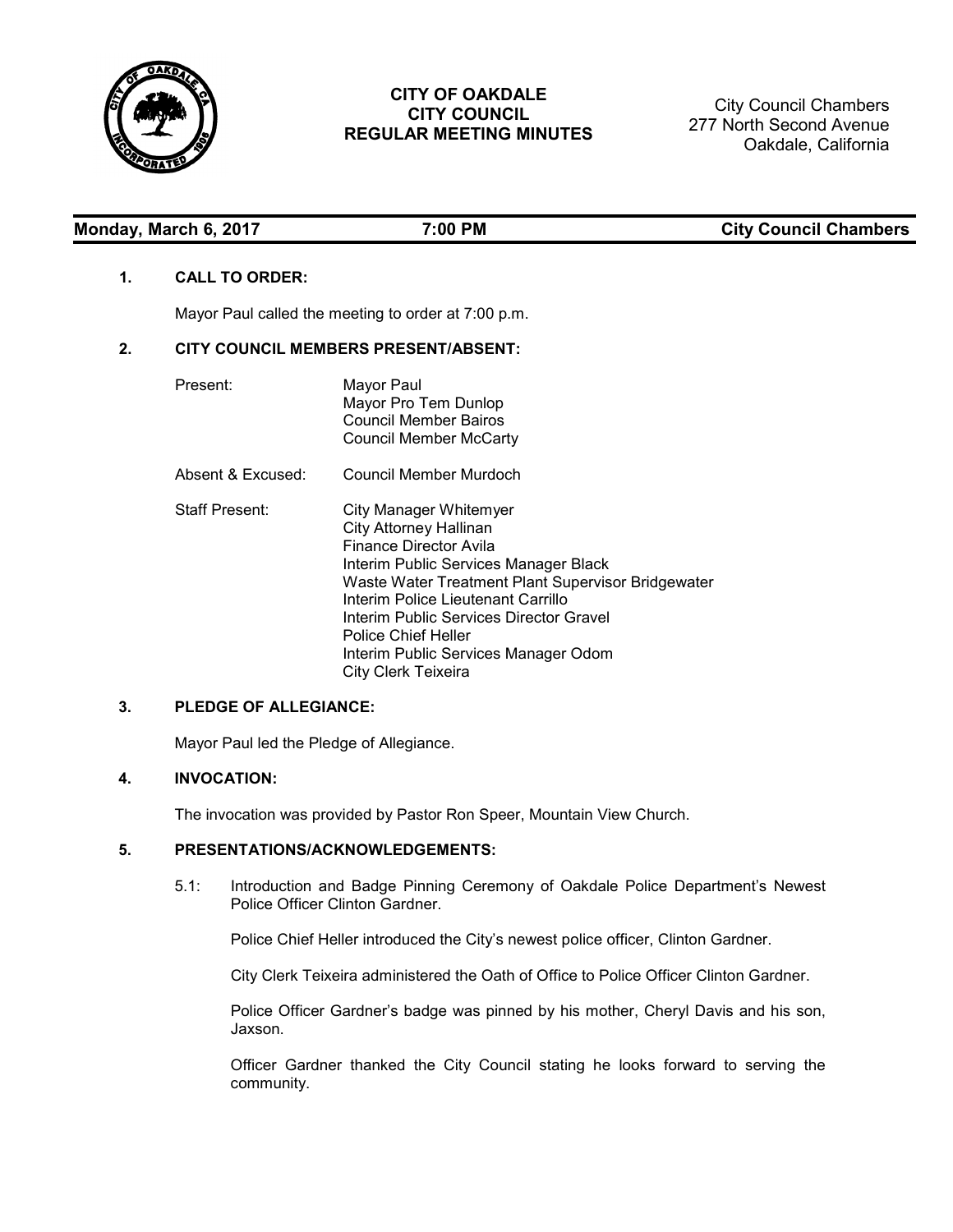# CITY OF OAKDALE
## CITY COUNCIL
## REGULAR MEETING MINUTES

City Council Chambers
277 North Second Avenue
Oakdale, California

**Monday, March 6, 2017** **7:00 PM** **City Council Chambers**

### 1. CALL TO ORDER:

Mayor Paul called the meeting to order at 7:00 p.m.

### 2. CITY COUNCIL MEMBERS PRESENT/ABSENT:

Present:
- Mayor Paul
- Mayor Pro Tem Dunlop
- Council Member Bairos
- Council Member McCarty

Absent & Excused:
- Council Member Murdoch

Staff Present:
- City Manager Whitemyer
- City Attorney Hallinan
- Finance Director Avila
- Interim Public Services Manager Black
- Waste Water Treatment Plant Supervisor Bridgewater
- Interim Police Lieutenant Carrillo
- Interim Public Services Director Gravel
- Police Chief Heller
- Interim Public Services Manager Odom
- City Clerk Teixeira

### 3. PLEDGE OF ALLEGIANCE:

Mayor Paul led the Pledge of Allegiance.

### 4. INVOCATION:

The invocation was provided by Pastor Ron Speer, Mountain View Church.

### 5. PRESENTATIONS/ACKNOWLEDGEMENTS:

5.1: Introduction and Badge Pinning Ceremony of Oakdale Police Department's Newest Police Officer Clinton Gardner.

Police Chief Heller introduced the City's newest police officer, Clinton Gardner.

City Clerk Teixeira administered the Oath of Office to Police Officer Clinton Gardner.

Police Officer Gardner's badge was pinned by his mother, Cheryl Davis and his son, Jaxson.

Officer Gardner thanked the City Council stating he looks forward to serving the community.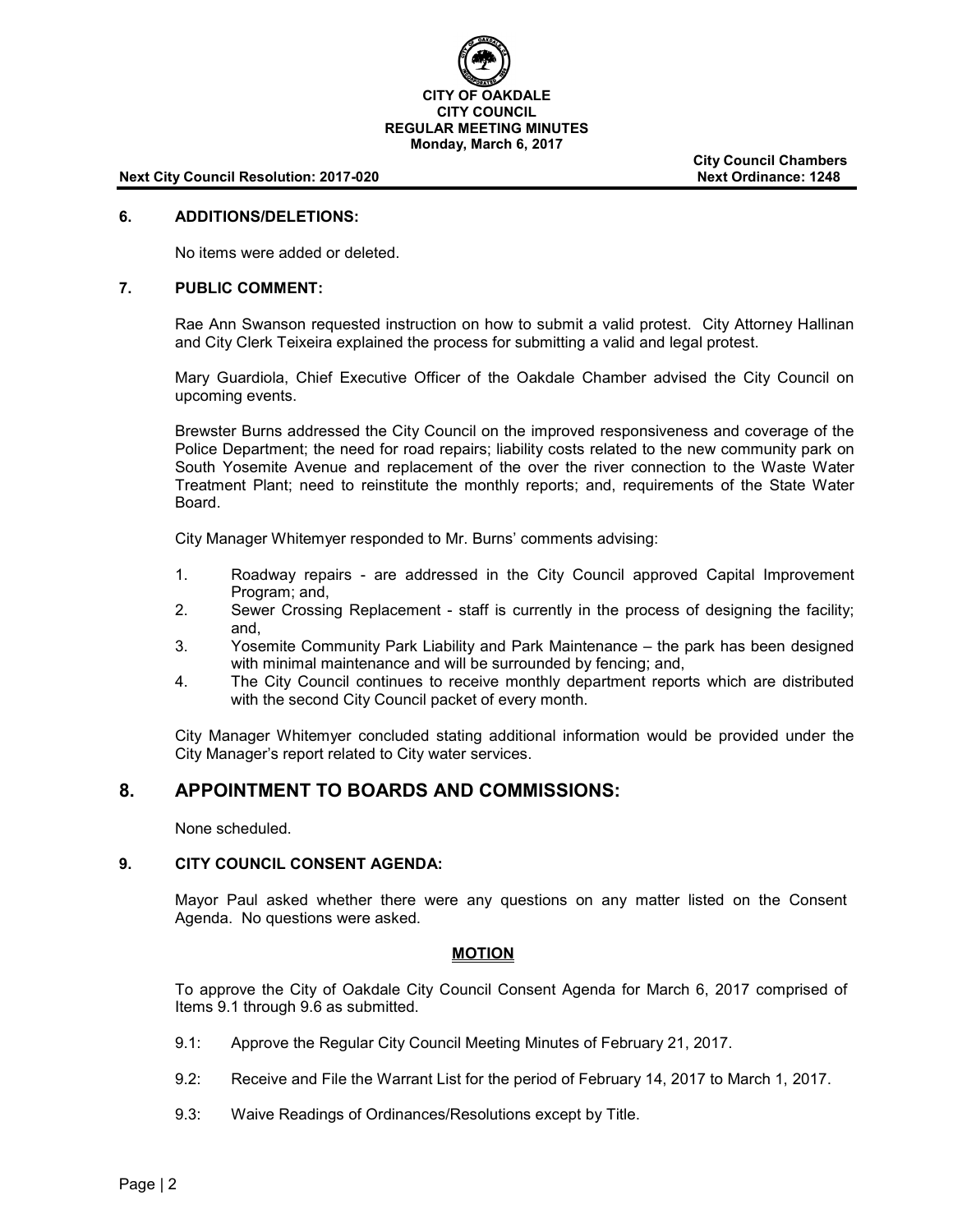**CITY OF OAKDALE**
**CITY COUNCIL**
**REGULAR MEETING MINUTES**
**Monday, March 6, 2017**

**Next City Council Resolution: 2017-020** | **City Council Chambers** | **Next Ordinance: 1248**

### 6. ADDITIONS/DELETIONS:

No items were added or deleted.

### 7. PUBLIC COMMENT:

Rae Ann Swanson requested instruction on how to submit a valid protest. City Attorney Hallinan and City Clerk Teixeira explained the process for submitting a valid and legal protest.

Mary Guardiola, Chief Executive Officer of the Oakdale Chamber advised the City Council on upcoming events.

Brewster Burns addressed the City Council on the improved responsiveness and coverage of the Police Department; the need for road repairs; liability costs related to the new community park on South Yosemite Avenue and replacement of the over the river connection to the Waste Water Treatment Plant; need to reinstitute the monthly reports; and, requirements of the State Water Board.

City Manager Whitemyer responded to Mr. Burns' comments advising:

1. Roadway repairs - are addressed in the City Council approved Capital Improvement Program; and,
2. Sewer Crossing Replacement - staff is currently in the process of designing the facility; and,
3. Yosemite Community Park Liability and Park Maintenance – the park has been designed with minimal maintenance and will be surrounded by fencing; and,
4. The City Council continues to receive monthly department reports which are distributed with the second City Council packet of every month.

City Manager Whitemyer concluded stating additional information would be provided under the City Manager's report related to City water services.

## 8. APPOINTMENT TO BOARDS AND COMMISSIONS:

None scheduled.

### 9. CITY COUNCIL CONSENT AGENDA:

Mayor Paul asked whether there were any questions on any matter listed on the Consent Agenda. No questions were asked.

**MOTION**

To approve the City of Oakdale City Council Consent Agenda for March 6, 2017 comprised of Items 9.1 through 9.6 as submitted.

9.1: Approve the Regular City Council Meeting Minutes of February 21, 2017.

9.2: Receive and File the Warrant List for the period of February 14, 2017 to March 1, 2017.

9.3: Waive Readings of Ordinances/Resolutions except by Title.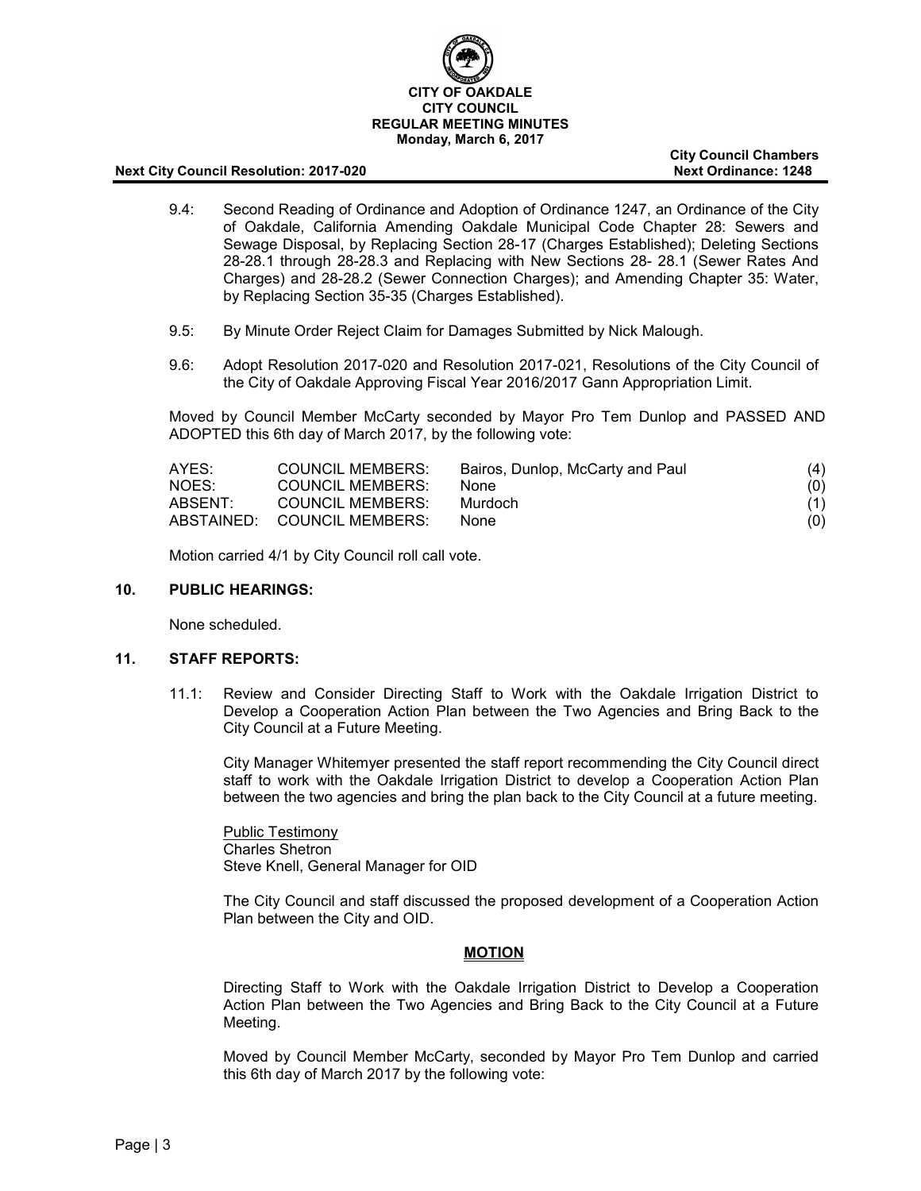9.4: Second Reading of Ordinance and Adoption of Ordinance 1247, an Ordinance of the City of Oakdale, California Amending Oakdale Municipal Code Chapter 28: Sewers and Sewage Disposal, by Replacing Section 28-17 (Charges Established); Deleting Sections 28-28.1 through 28-28.3 and Replacing with New Sections 28- 28.1 (Sewer Rates And Charges) and 28-28.2 (Sewer Connection Charges); and Amending Chapter 35: Water, by Replacing Section 35-35 (Charges Established).

9.5: By Minute Order Reject Claim for Damages Submitted by Nick Malough.

9.6: Adopt Resolution 2017-020 and Resolution 2017-021, Resolutions of the City Council of the City of Oakdale Approving Fiscal Year 2016/2017 Gann Appropriation Limit.

Moved by Council Member McCarty seconded by Mayor Pro Tem Dunlop and PASSED AND ADOPTED this 6th day of March 2017, by the following vote:

| | | | |
|---|---|---|---|
| AYES: | COUNCIL MEMBERS: | Bairos, Dunlop, McCarty and Paul | (4) |
| NOES: | COUNCIL MEMBERS: | None | (0) |
| ABSENT: | COUNCIL MEMBERS: | Murdoch | (1) |
| ABSTAINED: | COUNCIL MEMBERS: | None | (0) |

Motion carried 4/1 by City Council roll call vote.

## 10. PUBLIC HEARINGS:

None scheduled.

## 11. STAFF REPORTS:

11.1: Review and Consider Directing Staff to Work with the Oakdale Irrigation District to Develop a Cooperation Action Plan between the Two Agencies and Bring Back to the City Council at a Future Meeting.

City Manager Whitemyer presented the staff report recommending the City Council direct staff to work with the Oakdale Irrigation District to develop a Cooperation Action Plan between the two agencies and bring the plan back to the City Council at a future meeting.

Public Testimony
Charles Shetron
Steve Knell, General Manager for OID

The City Council and staff discussed the proposed development of a Cooperation Action Plan between the City and OID.

**MOTION**

Directing Staff to Work with the Oakdale Irrigation District to Develop a Cooperation Action Plan between the Two Agencies and Bring Back to the City Council at a Future Meeting.

Moved by Council Member McCarty, seconded by Mayor Pro Tem Dunlop and carried this 6th day of March 2017 by the following vote: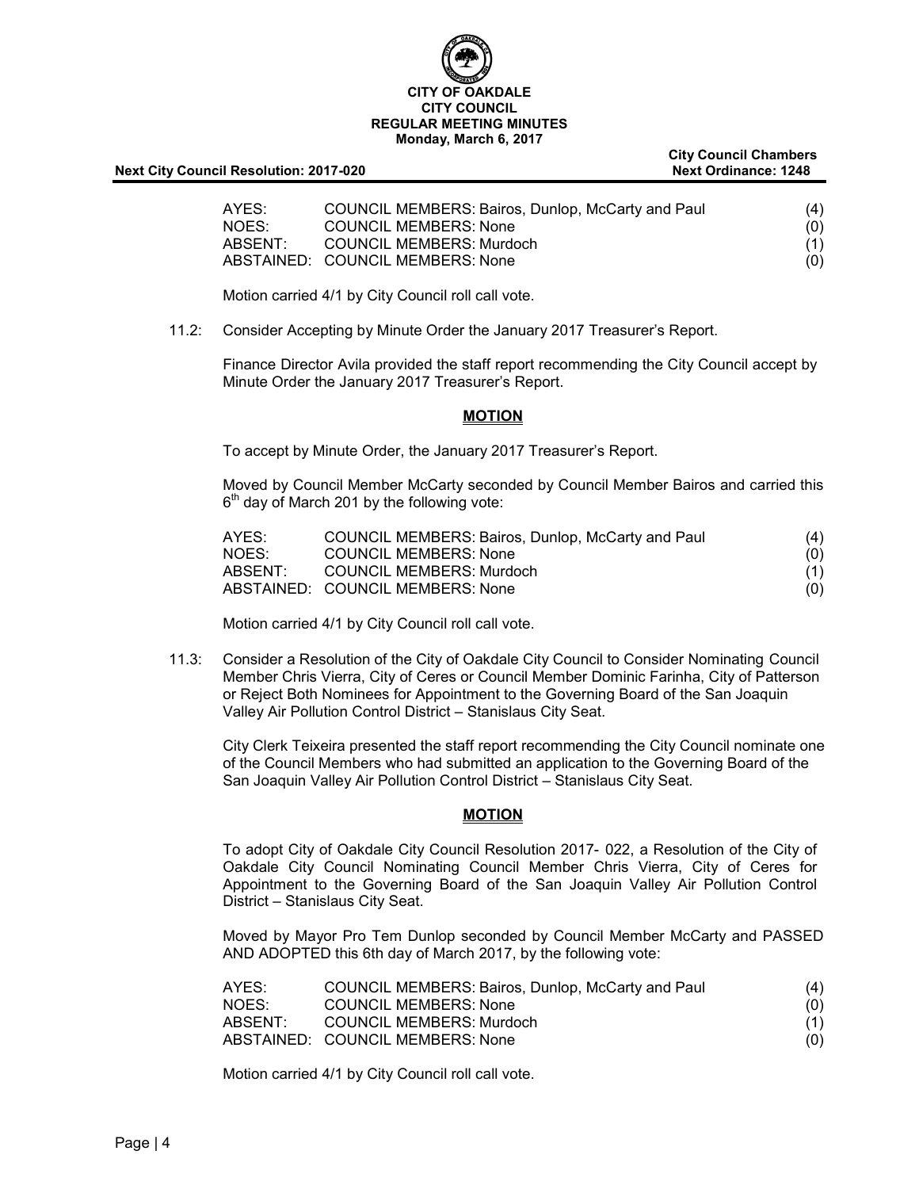| | | |
|---|---|---|
| AYES: | COUNCIL MEMBERS: Bairos, Dunlop, McCarty and Paul | (4) |
| NOES: | COUNCIL MEMBERS: None | (0) |
| ABSENT: | COUNCIL MEMBERS: Murdoch | (1) |
| ABSTAINED: | COUNCIL MEMBERS: None | (0) |

Motion carried 4/1 by City Council roll call vote.

11.2: Consider Accepting by Minute Order the January 2017 Treasurer's Report.

Finance Director Avila provided the staff report recommending the City Council accept by Minute Order the January 2017 Treasurer's Report.

**MOTION**

To accept by Minute Order, the January 2017 Treasurer's Report.

Moved by Council Member McCarty seconded by Council Member Bairos and carried this 6th day of March 201 by the following vote:

| | | |
|---|---|---|
| AYES: | COUNCIL MEMBERS: Bairos, Dunlop, McCarty and Paul | (4) |
| NOES: | COUNCIL MEMBERS: None | (0) |
| ABSENT: | COUNCIL MEMBERS: Murdoch | (1) |
| ABSTAINED: | COUNCIL MEMBERS: None | (0) |

Motion carried 4/1 by City Council roll call vote.

11.3: Consider a Resolution of the City of Oakdale City Council to Consider Nominating Council Member Chris Vierra, City of Ceres or Council Member Dominic Farinha, City of Patterson or Reject Both Nominees for Appointment to the Governing Board of the San Joaquin Valley Air Pollution Control District – Stanislaus City Seat.

City Clerk Teixeira presented the staff report recommending the City Council nominate one of the Council Members who had submitted an application to the Governing Board of the San Joaquin Valley Air Pollution Control District – Stanislaus City Seat.

**MOTION**

To adopt City of Oakdale City Council Resolution 2017- 022, a Resolution of the City of Oakdale City Council Nominating Council Member Chris Vierra, City of Ceres for Appointment to the Governing Board of the San Joaquin Valley Air Pollution Control District – Stanislaus City Seat.

Moved by Mayor Pro Tem Dunlop seconded by Council Member McCarty and PASSED AND ADOPTED this 6th day of March 2017, by the following vote:

| | | |
|---|---|---|
| AYES: | COUNCIL MEMBERS: Bairos, Dunlop, McCarty and Paul | (4) |
| NOES: | COUNCIL MEMBERS: None | (0) |
| ABSENT: | COUNCIL MEMBERS: Murdoch | (1) |
| ABSTAINED: | COUNCIL MEMBERS: None | (0) |

Motion carried 4/1 by City Council roll call vote.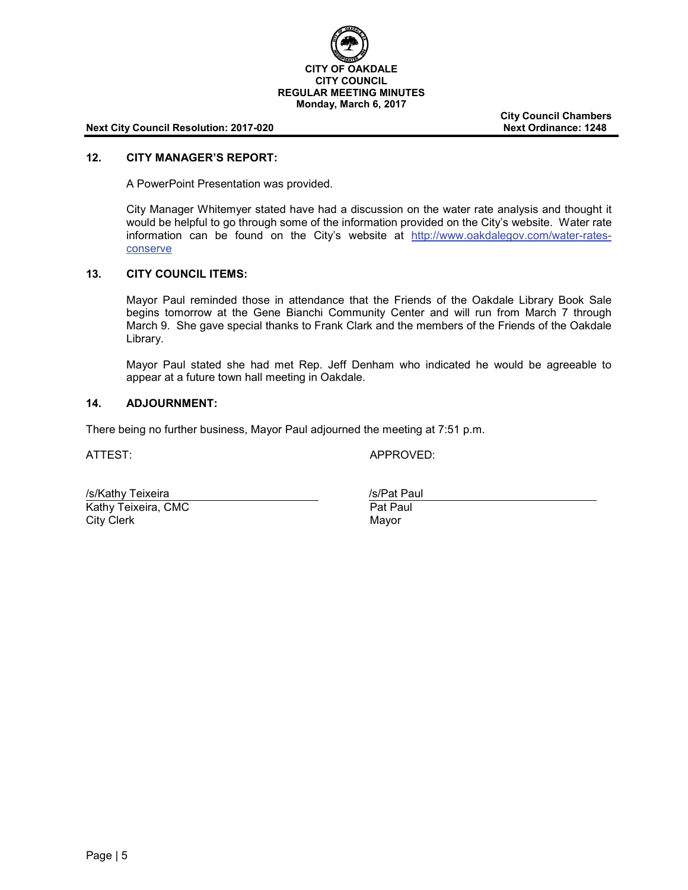**CITY OF OAKDALE**
**CITY COUNCIL**
**REGULAR MEETING MINUTES**
**Monday, March 6, 2017**

**City Council Chambers**

**Next City Council Resolution: 2017-020** **Next Ordinance: 1248**

## 12. CITY MANAGER'S REPORT:

A PowerPoint Presentation was provided.

City Manager Whitemyer stated have had a discussion on the water rate analysis and thought it would be helpful to go through some of the information provided on the City's website. Water rate information can be found on the City's website at http://www.oakdalegov.com/water-rates-conserve

## 13. CITY COUNCIL ITEMS:

Mayor Paul reminded those in attendance that the Friends of the Oakdale Library Book Sale begins tomorrow at the Gene Bianchi Community Center and will run from March 7 through March 9. She gave special thanks to Frank Clark and the members of the Friends of the Oakdale Library.

Mayor Paul stated she had met Rep. Jeff Denham who indicated he would be agreeable to appear at a future town hall meeting in Oakdale.

## 14. ADJOURNMENT:

There being no further business, Mayor Paul adjourned the meeting at 7:51 p.m.

ATTEST:

/s/Kathy Teixeira
Kathy Teixeira, CMC
City Clerk

APPROVED:

/s/Pat Paul
Pat Paul
Mayor